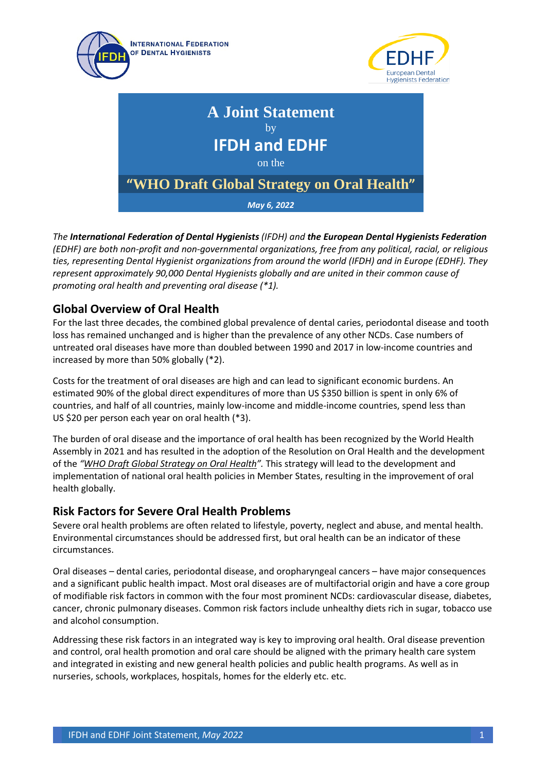INTERNATIONAL FEDERATION OF DENTAL HYGIENISTS

EDHF European Dental Hygienists Federation

# A Joint Statement
by
## IFDH and EDHF
on the
## "WHO Draft Global Strategy on Oral Health"

***May 6, 2022***

*The **International Federation of Dental Hygienists** (IFDH) and **the European Dental Hygienists Federation** (EDHF) are both non-profit and non-governmental organizations, free from any political, racial, or religious ties, representing Dental Hygienist organizations from around the world (IFDH) and in Europe (EDHF). They represent approximately 90,000 Dental Hygienists globally and are united in their common cause of promoting oral health and preventing oral disease (*1).*

## Global Overview of Oral Health

For the last three decades, the combined global prevalence of dental caries, periodontal disease and tooth loss has remained unchanged and is higher than the prevalence of any other NCDs. Case numbers of untreated oral diseases have more than doubled between 1990 and 2017 in low-income countries and increased by more than 50% globally (*2).

Costs for the treatment of oral diseases are high and can lead to significant economic burdens. An estimated 90% of the global direct expenditures of more than US $350 billion is spent in only 6% of countries, and half of all countries, mainly low-income and middle-income countries, spend less than US $20 per person each year on oral health (*3).

The burden of oral disease and the importance of oral health has been recognized by the World Health Assembly in 2021 and has resulted in the adoption of the Resolution on Oral Health and the development of the *"WHO Draft Global Strategy on Oral Health"*. This strategy will lead to the development and implementation of national oral health policies in Member States, resulting in the improvement of oral health globally.

## Risk Factors for Severe Oral Health Problems

Severe oral health problems are often related to lifestyle, poverty, neglect and abuse, and mental health. Environmental circumstances should be addressed first, but oral health can be an indicator of these circumstances.

Oral diseases – dental caries, periodontal disease, and oropharyngeal cancers – have major consequences and a significant public health impact. Most oral diseases are of multifactorial origin and have a core group of modifiable risk factors in common with the four most prominent NCDs: cardiovascular disease, diabetes, cancer, chronic pulmonary diseases. Common risk factors include unhealthy diets rich in sugar, tobacco use and alcohol consumption.

Addressing these risk factors in an integrated way is key to improving oral health. Oral disease prevention and control, oral health promotion and oral care should be aligned with the primary health care system and integrated in existing and new general health policies and public health programs. As well as in nurseries, schools, workplaces, hospitals, homes for the elderly etc. etc.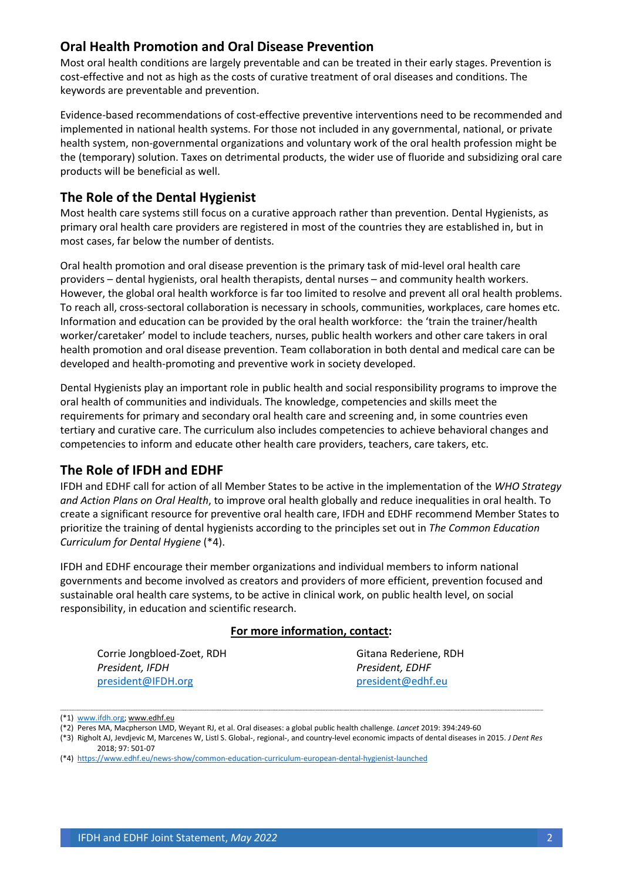## Oral Health Promotion and Oral Disease Prevention

Most oral health conditions are largely preventable and can be treated in their early stages. Prevention is cost-effective and not as high as the costs of curative treatment of oral diseases and conditions. The keywords are preventable and prevention.

Evidence-based recommendations of cost-effective preventive interventions need to be recommended and implemented in national health systems. For those not included in any governmental, national, or private health system, non-governmental organizations and voluntary work of the oral health profession might be the (temporary) solution. Taxes on detrimental products, the wider use of fluoride and subsidizing oral care products will be beneficial as well.

## The Role of the Dental Hygienist

Most health care systems still focus on a curative approach rather than prevention. Dental Hygienists, as primary oral health care providers are registered in most of the countries they are established in, but in most cases, far below the number of dentists.

Oral health promotion and oral disease prevention is the primary task of mid-level oral health care providers – dental hygienists, oral health therapists, dental nurses – and community health workers. However, the global oral health workforce is far too limited to resolve and prevent all oral health problems. To reach all, cross-sectoral collaboration is necessary in schools, communities, workplaces, care homes etc. Information and education can be provided by the oral health workforce: the 'train the trainer/health worker/caretaker' model to include teachers, nurses, public health workers and other care takers in oral health promotion and oral disease prevention. Team collaboration in both dental and medical care can be developed and health-promoting and preventive work in society developed.

Dental Hygienists play an important role in public health and social responsibility programs to improve the oral health of communities and individuals. The knowledge, competencies and skills meet the requirements for primary and secondary oral health care and screening and, in some countries even tertiary and curative care. The curriculum also includes competencies to achieve behavioral changes and competencies to inform and educate other health care providers, teachers, care takers, etc.

## The Role of IFDH and EDHF

IFDH and EDHF call for action of all Member States to be active in the implementation of the *WHO Strategy and Action Plans on Oral Health*, to improve oral health globally and reduce inequalities in oral health. To create a significant resource for preventive oral health care, IFDH and EDHF recommend Member States to prioritize the training of dental hygienists according to the principles set out in *The Common Education Curriculum for Dental Hygiene* (*4).

IFDH and EDHF encourage their member organizations and individual members to inform national governments and become involved as creators and providers of more efficient, prevention focused and sustainable oral health care systems, to be active in clinical work, on public health level, on social responsibility, in education and scientific research.

**For more information, contact:**

Corrie Jongbloed-Zoet, RDH
*President, IFDH*
president@IFDH.org

Gitana Rederiene, RDH
*President, EDHF*
president@edhf.eu

(*1) www.ifdh.org; www.edhf.eu

(*2) Peres MA, Macpherson LMD, Weyant RJ, et al. Oral diseases: a global public health challenge. *Lancet* 2019: 394:249-60

(*3) Righolt AJ, Jevdjevic M, Marcenes W, Listl S. Global-, regional-, and country-level economic impacts of dental diseases in 2015. *J Dent Res* 2018; 97: 501-07

(*4) https://www.edhf.eu/news-show/common-education-curriculum-european-dental-hygienist-launched